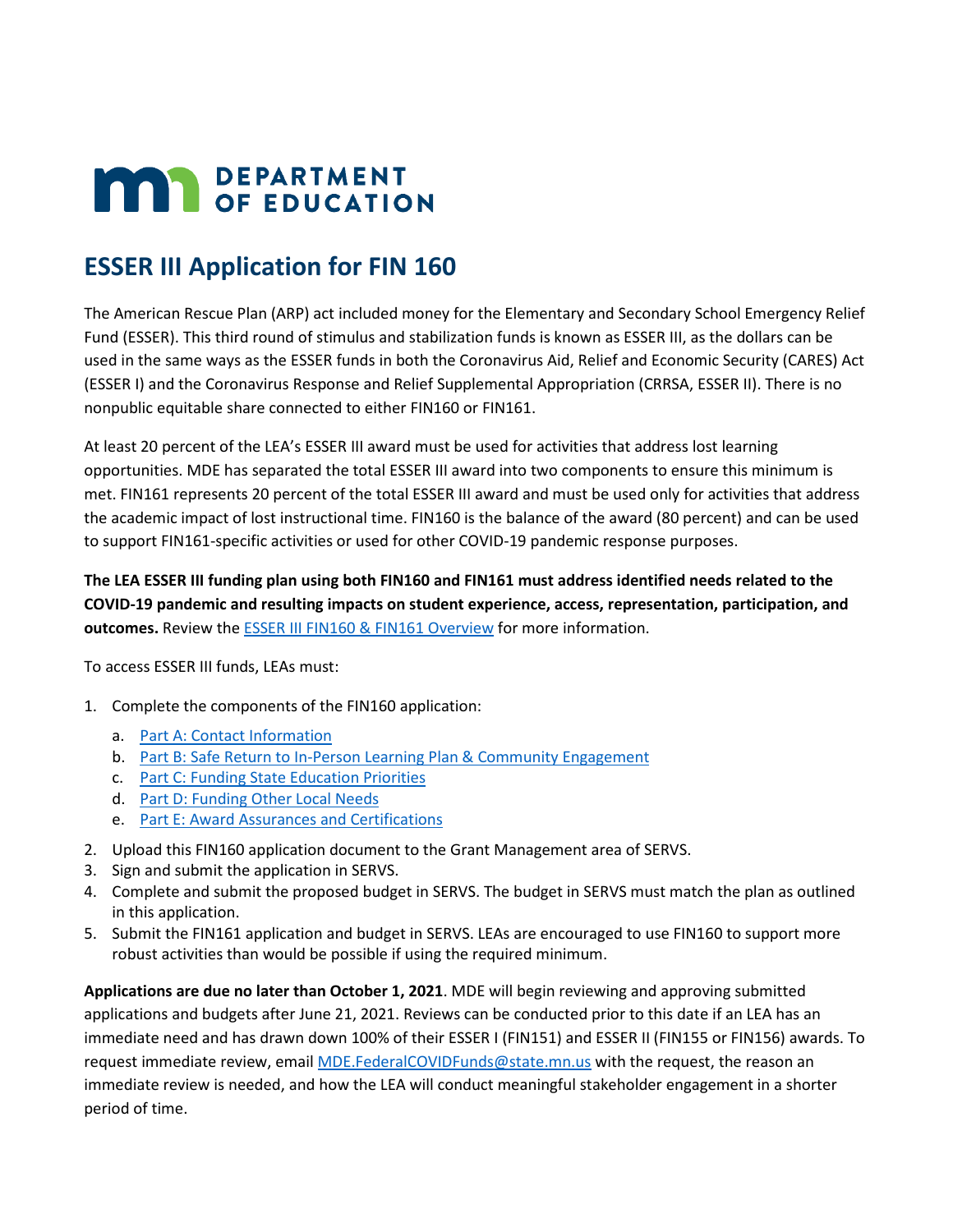# ESSER III Application for FIN 160

The American Rescue Plan (ARP) act included money for the Elementary and Secondary School Emergency Relief Fund (ESSER). This third round of stimulus and stabilization funds is known as ESSER III, as the dollars can be used in the same ways as the ESSER funds in both the Coronavirus Aid, Relief and Economic Security (CARES) Act (ESSER I) and the Coronavirus Response and Relief Supplemental Appropriation (CRRSA, ESSER II). There is no nonpublic equitable share connected to either FIN160 or FIN161.

At least 20 percent of the LEA's ESSER III award must be used for activities that address lost learning opportunities. MDE has separated the total ESSER III award into two components to ensure this minimum is met. FIN161 represents 20 percent of the total ESSER III award and must be used only for activities that address the academic impact of lost instructional time. FIN160 is the balance of the award (80 percent) and can be used to support FIN161-specific activities or used for other COVID-19 pandemic response purposes.

**The LEA ESSER III funding plan using both FIN160 and FIN161 must address identified needs related to the COVID-19 pandemic and resulting impacts on student experience, access, representation, participation, and outcomes.** Review the [ESSER III FIN160 & FIN161 Overview] for more information.

To access ESSER III funds, LEAs must:

1. Complete the components of the FIN160 application:
   a. [Part A: Contact Information]
   b. [Part B: Safe Return to In-Person Learning Plan & Community Engagement]
   c. [Part C: Funding State Education Priorities]
   d. [Part D: Funding Other Local Needs]
   e. [Part E: Award Assurances and Certifications]
2. Upload this FIN160 application document to the Grant Management area of SERVS.
3. Sign and submit the application in SERVS.
4. Complete and submit the proposed budget in SERVS. The budget in SERVS must match the plan as outlined in this application.
5. Submit the FIN161 application and budget in SERVS. LEAs are encouraged to use FIN160 to support more robust activities than would be possible if using the required minimum.

**Applications are due no later than October 1, 2021**. MDE will begin reviewing and approving submitted applications and budgets after June 21, 2021. Reviews can be conducted prior to this date if an LEA has an immediate need and has drawn down 100% of their ESSER I (FIN151) and ESSER II (FIN155 or FIN156) awards. To request immediate review, email MDE.FederalCOVIDFunds@state.mn.us with the request, the reason an immediate review is needed, and how the LEA will conduct meaningful stakeholder engagement in a shorter period of time.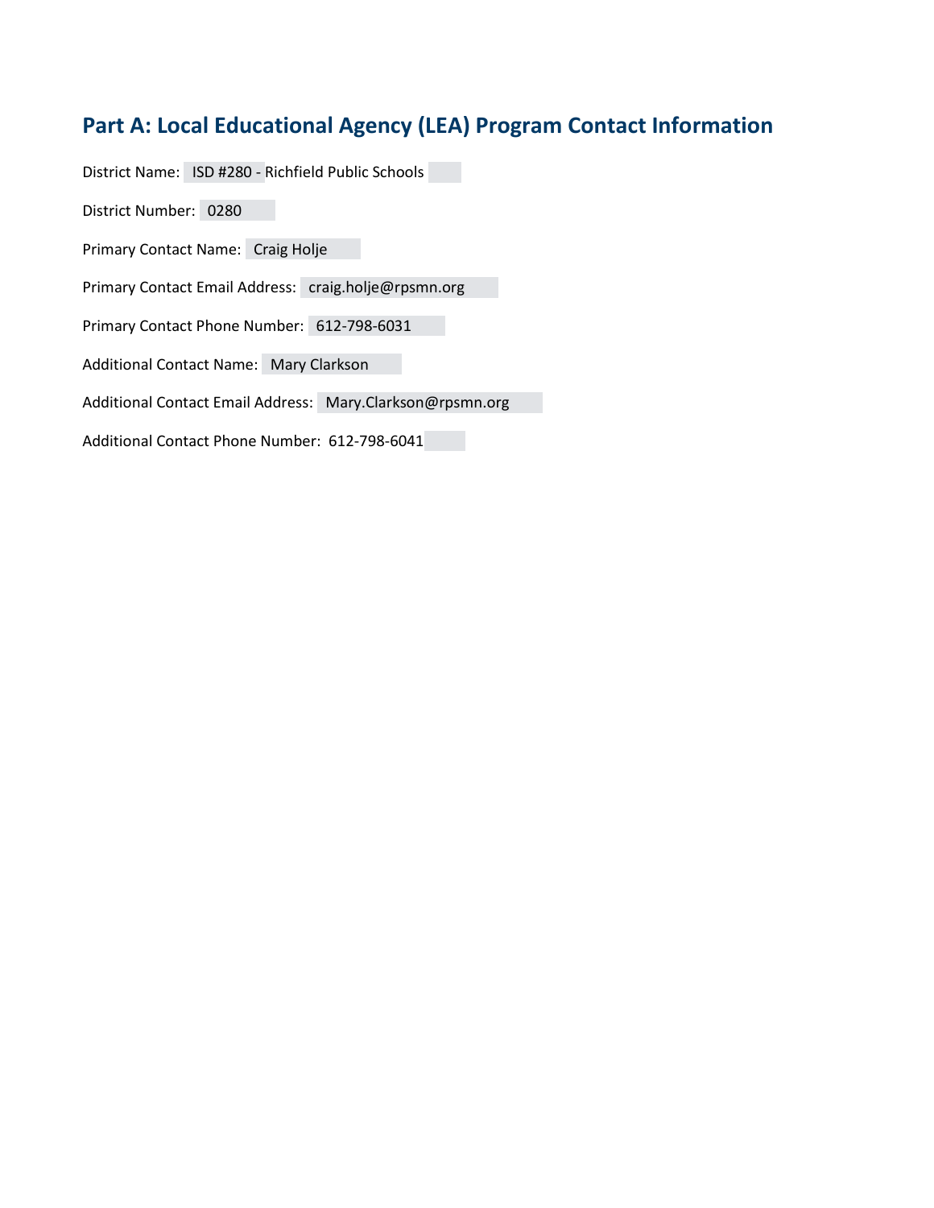## Part A: Local Educational Agency (LEA) Program Contact Information

District Name: ISD #280 - Richfield Public Schools

District Number: 0280

Primary Contact Name: Craig Holje

Primary Contact Email Address: craig.holje@rpsmn.org

Primary Contact Phone Number: 612-798-6031

Additional Contact Name: Mary Clarkson

Additional Contact Email Address: Mary.Clarkson@rpsmn.org

Additional Contact Phone Number: 612-798-6041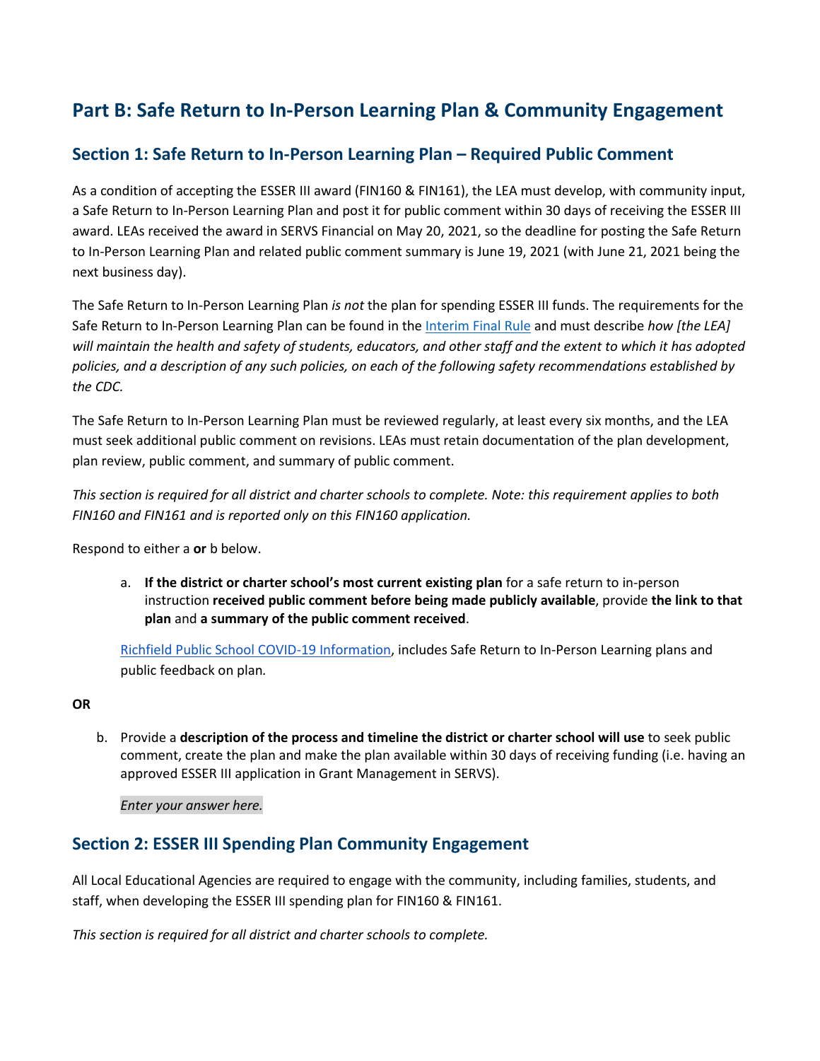## Part B: Safe Return to In-Person Learning Plan & Community Engagement

### Section 1: Safe Return to In-Person Learning Plan – Required Public Comment

As a condition of accepting the ESSER III award (FIN160 & FIN161), the LEA must develop, with community input, a Safe Return to In-Person Learning Plan and post it for public comment within 30 days of receiving the ESSER III award. LEAs received the award in SERVS Financial on May 20, 2021, so the deadline for posting the Safe Return to In-Person Learning Plan and related public comment summary is June 19, 2021 (with June 21, 2021 being the next business day).

The Safe Return to In-Person Learning Plan *is not* the plan for spending ESSER III funds. The requirements for the Safe Return to In-Person Learning Plan can be found in the [Interim Final Rule] and must describe *how [the LEA] will maintain the health and safety of students, educators, and other staff and the extent to which it has adopted policies, and a description of any such policies, on each of the following safety recommendations established by the CDC.*

The Safe Return to In-Person Learning Plan must be reviewed regularly, at least every six months, and the LEA must seek additional public comment on revisions. LEAs must retain documentation of the plan development, plan review, public comment, and summary of public comment.

*This section is required for all district and charter schools to complete. Note: this requirement applies to both FIN160 and FIN161 and is reported only on this FIN160 application.*

Respond to either a **or** b below.

a. **If the district or charter school's most current existing plan** for a safe return to in-person instruction **received public comment before being made publicly available**, provide **the link to that plan** and **a summary of the public comment received**.

[Richfield Public School COVID-19 Information], includes Safe Return to In-Person Learning plans and public feedback on plan.

**OR**

b. Provide a **description of the process and timeline the district or charter school will use** to seek public comment, create the plan and make the plan available within 30 days of receiving funding (i.e. having an approved ESSER III application in Grant Management in SERVS).

*Enter your answer here.*

### Section 2: ESSER III Spending Plan Community Engagement

All Local Educational Agencies are required to engage with the community, including families, students, and staff, when developing the ESSER III spending plan for FIN160 & FIN161.

*This section is required for all district and charter schools to complete.*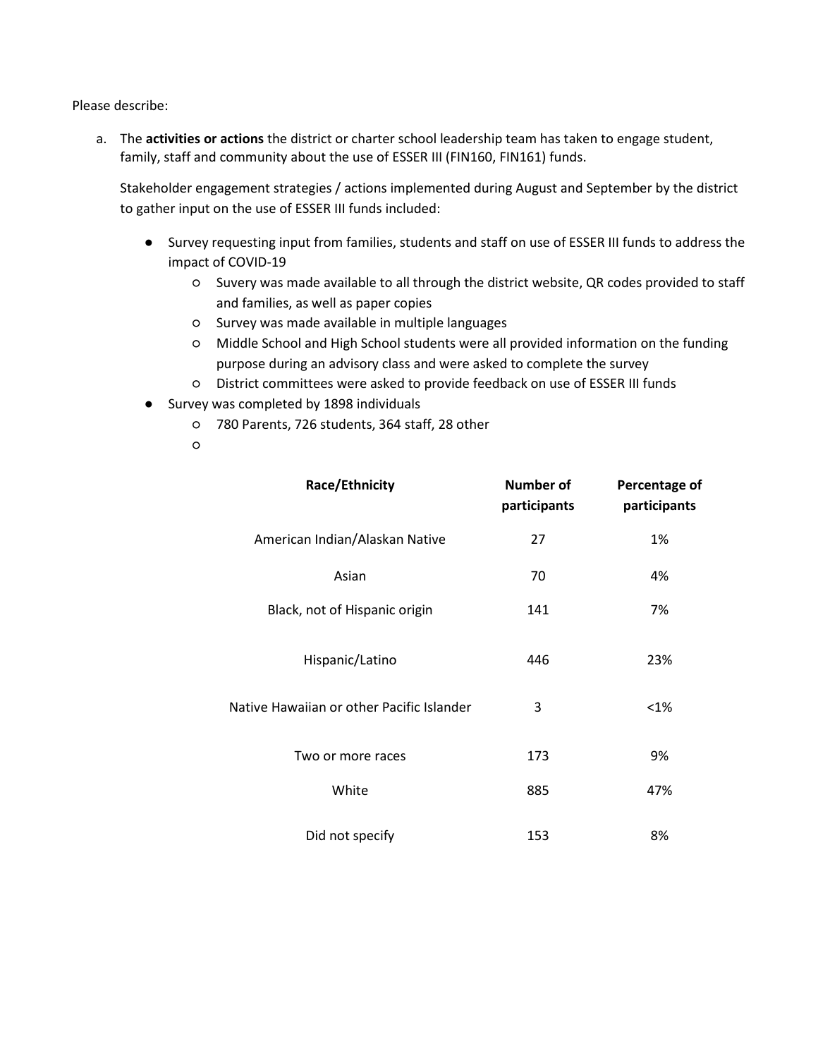Please describe:

a. The **activities or actions** the district or charter school leadership team has taken to engage student, family, staff and community about the use of ESSER III (FIN160, FIN161) funds.

   Stakeholder engagement strategies / actions implemented during August and September by the district to gather input on the use of ESSER III funds included:

   - Survey requesting input from families, students and staff on use of ESSER III funds to address the impact of COVID-19
     - Suvery was made available to all through the district website, QR codes provided to staff and families, as well as paper copies
     - Survey was made available in multiple languages
     - Middle School and High School students were all provided information on the funding purpose during an advisory class and were asked to complete the survey
     - District committees were asked to provide feedback on use of ESSER III funds
   - Survey was completed by 1898 individuals
     - 780 Parents, 726 students, 364 staff, 28 other
     -

| Race/Ethnicity | Number of participants | Percentage of participants |
|---|---|---|
| American Indian/Alaskan Native | 27 | 1% |
| Asian | 70 | 4% |
| Black, not of Hispanic origin | 141 | 7% |
| Hispanic/Latino | 446 | 23% |
| Native Hawaiian or other Pacific Islander | 3 | <1% |
| Two or more races | 173 | 9% |
| White | 885 | 47% |
| Did not specify | 153 | 8% |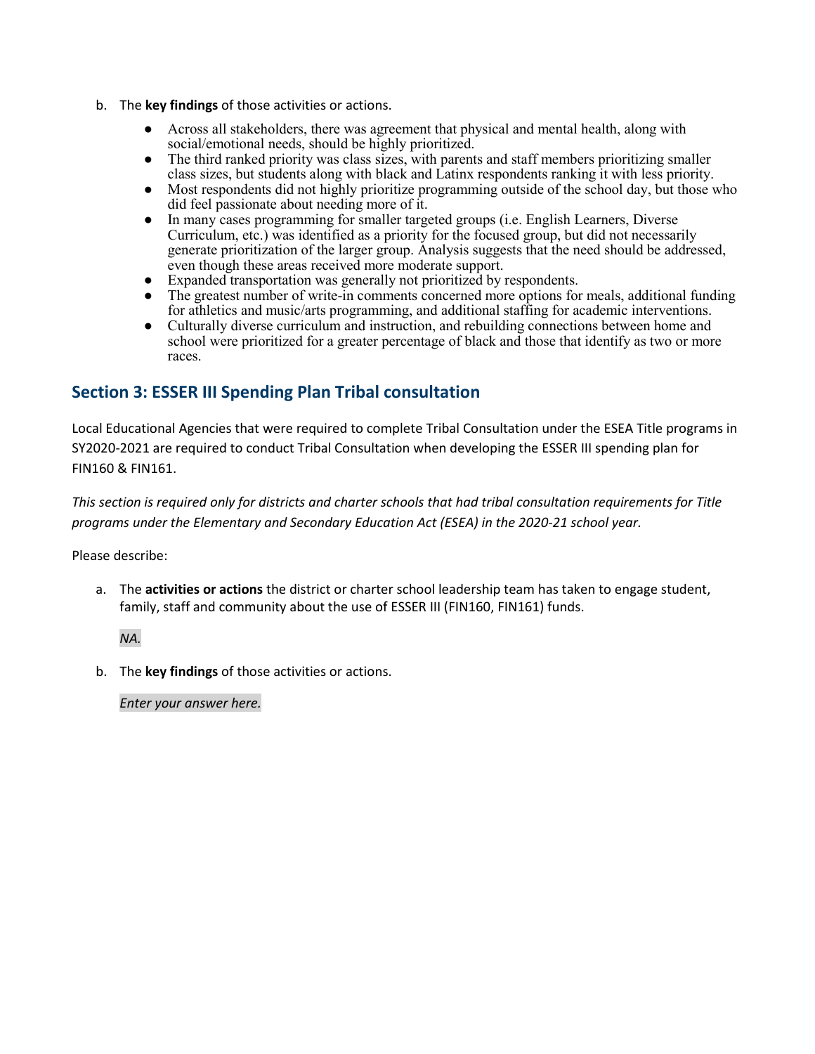b. The **key findings** of those activities or actions.

- Across all stakeholders, there was agreement that physical and mental health, along with social/emotional needs, should be highly prioritized.
- The third ranked priority was class sizes, with parents and staff members prioritizing smaller class sizes, but students along with black and Latinx respondents ranking it with less priority.
- Most respondents did not highly prioritize programming outside of the school day, but those who did feel passionate about needing more of it.
- In many cases programming for smaller targeted groups (i.e. English Learners, Diverse Curriculum, etc.) was identified as a priority for the focused group, but did not necessarily generate prioritization of the larger group. Analysis suggests that the need should be addressed, even though these areas received more moderate support.
- Expanded transportation was generally not prioritized by respondents.
- The greatest number of write-in comments concerned more options for meals, additional funding for athletics and music/arts programming, and additional staffing for academic interventions.
- Culturally diverse curriculum and instruction, and rebuilding connections between home and school were prioritized for a greater percentage of black and those that identify as two or more races.

## Section 3: ESSER III Spending Plan Tribal consultation

Local Educational Agencies that were required to complete Tribal Consultation under the ESEA Title programs in SY2020-2021 are required to conduct Tribal Consultation when developing the ESSER III spending plan for FIN160 & FIN161.

*This section is required only for districts and charter schools that had tribal consultation requirements for Title programs under the Elementary and Secondary Education Act (ESEA) in the 2020-21 school year.*

Please describe:

a. The **activities or actions** the district or charter school leadership team has taken to engage student, family, staff and community about the use of ESSER III (FIN160, FIN161) funds.

   *NA.*

b. The **key findings** of those activities or actions.

   *Enter your answer here.*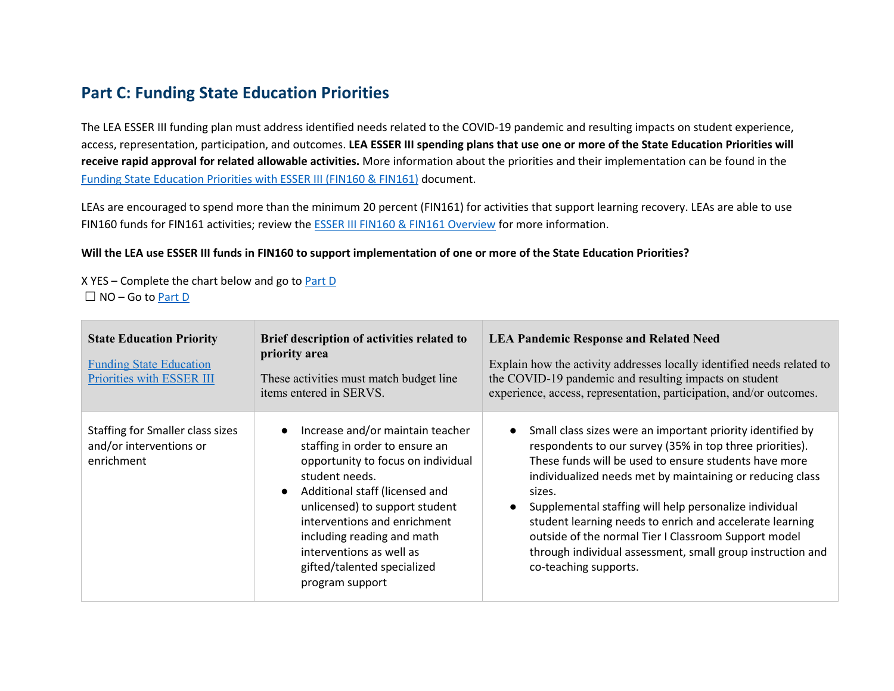## Part C: Funding State Education Priorities

The LEA ESSER III funding plan must address identified needs related to the COVID-19 pandemic and resulting impacts on student experience, access, representation, participation, and outcomes. **LEA ESSER III spending plans that use one or more of the State Education Priorities will receive rapid approval for related allowable activities.** More information about the priorities and their implementation can be found in the [Funding State Education Priorities with ESSER III (FIN160 & FIN161)](#) document.

LEAs are encouraged to spend more than the minimum 20 percent (FIN161) for activities that support learning recovery. LEAs are able to use FIN160 funds for FIN161 activities; review the [ESSER III FIN160 & FIN161 Overview](#) for more information.

**Will the LEA use ESSER III funds in FIN160 to support implementation of one or more of the State Education Priorities?**

X YES – Complete the chart below and go to [Part D](#)
☐ NO – Go to [Part D](#)

| **State Education Priority**<br><br>[Funding State Education Priorities with ESSER III](#) | **Brief description of activities related to priority area**<br><br>These activities must match budget line items entered in SERVS. | **LEA Pandemic Response and Related Need**<br><br>Explain how the activity addresses locally identified needs related to the COVID-19 pandemic and resulting impacts on student experience, access, representation, participation, and/or outcomes. |
|---|---|---|
| Staffing for Smaller class sizes and/or interventions or enrichment | ● Increase and/or maintain teacher staffing in order to ensure an opportunity to focus on individual student needs.<br>● Additional staff (licensed and unlicensed) to support student interventions and enrichment including reading and math interventions as well as gifted/talented specialized program support | ● Small class sizes were an important priority identified by respondents to our survey (35% in top three priorities). These funds will be used to ensure students have more individualized needs met by maintaining or reducing class sizes.<br>● Supplemental staffing will help personalize individual student learning needs to enrich and accelerate learning outside of the normal Tier I Classroom Support model through individual assessment, small group instruction and co-teaching supports. |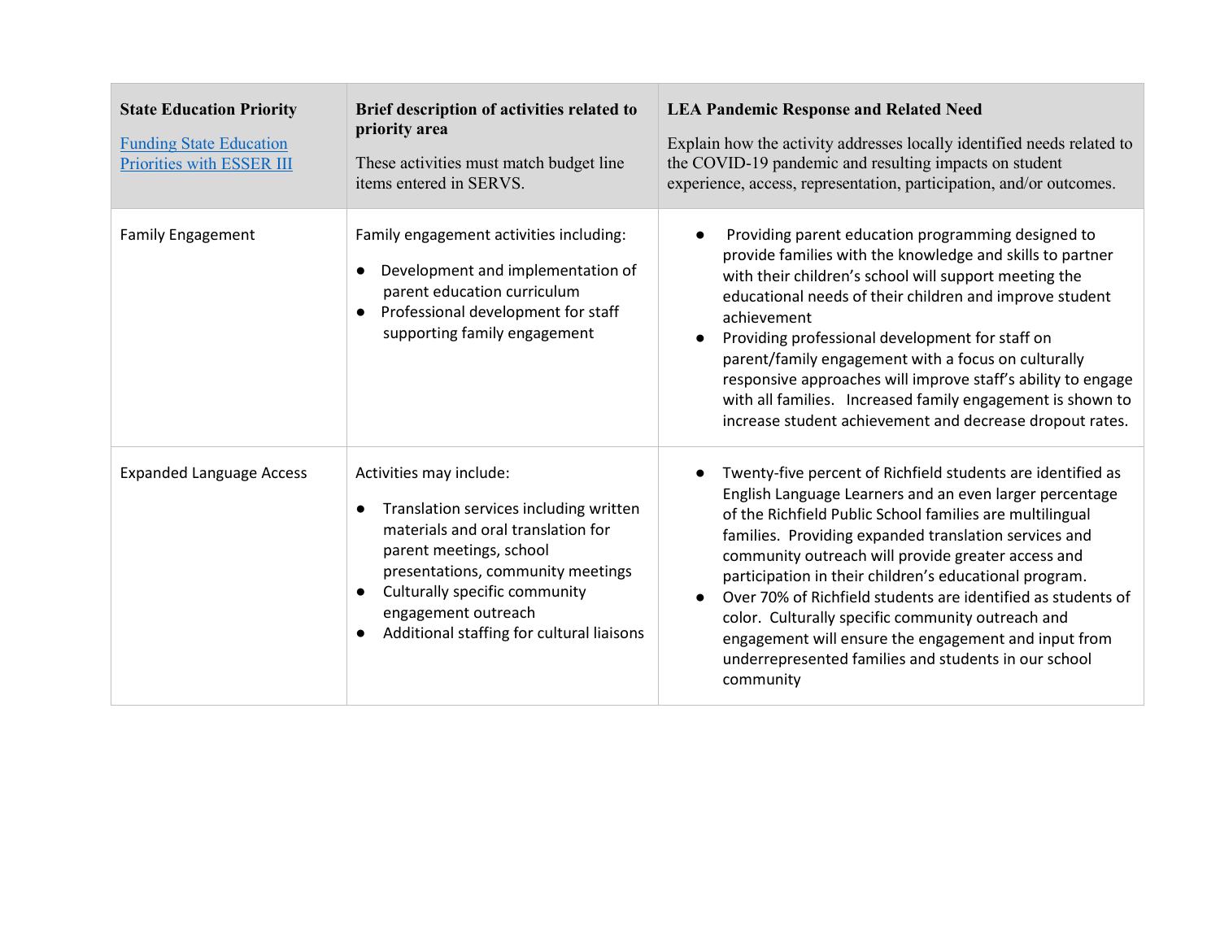| **State Education Priority** [Funding State Education Priorities with ESSER III]() | **Brief description of activities related to priority area** These activities must match budget line items entered in SERVS. | **LEA Pandemic Response and Related Need** Explain how the activity addresses locally identified needs related to the COVID-19 pandemic and resulting impacts on student experience, access, representation, participation, and/or outcomes. |
|---|---|---|
| Family Engagement | Family engagement activities including: <br>● Development and implementation of parent education curriculum <br>● Professional development for staff supporting family engagement | ● Providing parent education programming designed to provide families with the knowledge and skills to partner with their children's school will support meeting the educational needs of their children and improve student achievement <br>● Providing professional development for staff on parent/family engagement with a focus on culturally responsive approaches will improve staff's ability to engage with all families. Increased family engagement is shown to increase student achievement and decrease dropout rates. |
| Expanded Language Access | Activities may include: <br>● Translation services including written materials and oral translation for parent meetings, school presentations, community meetings <br>● Culturally specific community engagement outreach <br>● Additional staffing for cultural liaisons | ● Twenty-five percent of Richfield students are identified as English Language Learners and an even larger percentage of the Richfield Public School families are multilingual families. Providing expanded translation services and community outreach will provide greater access and participation in their children's educational program. <br>● Over 70% of Richfield students are identified as students of color. Culturally specific community outreach and engagement will ensure the engagement and input from underrepresented families and students in our school community |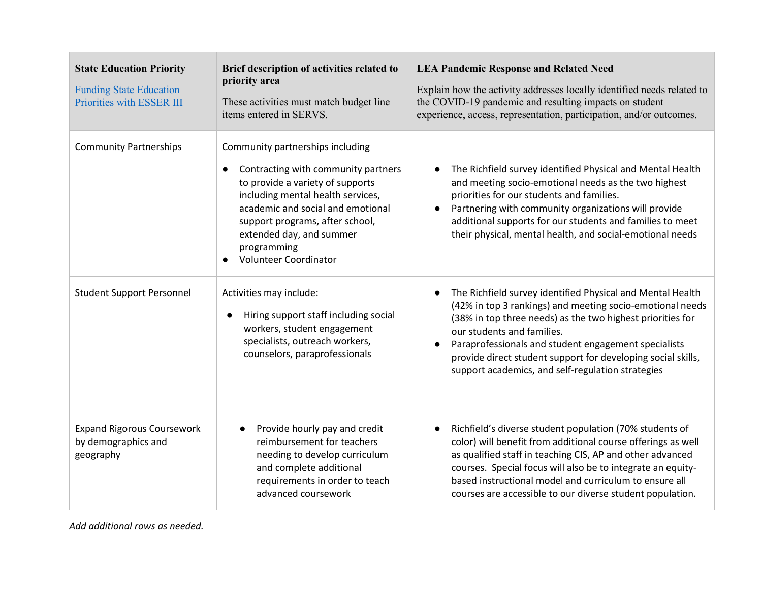| State Education Priority<br>[Funding State Education Priorities with ESSER III]() | Brief description of activities related to priority area<br>These activities must match budget line items entered in SERVS. | LEA Pandemic Response and Related Need<br>Explain how the activity addresses locally identified needs related to the COVID-19 pandemic and resulting impacts on student experience, access, representation, participation, and/or outcomes. |
|---|---|---|
| Community Partnerships | Community partnerships including<br>● Contracting with community partners to provide a variety of supports including mental health services, academic and social and emotional support programs, after school, extended day, and summer programming<br>● Volunteer Coordinator | ● The Richfield survey identified Physical and Mental Health and meeting socio-emotional needs as the two highest priorities for our students and families.<br>● Partnering with community organizations will provide additional supports for our students and families to meet their physical, mental health, and social-emotional needs |
| Student Support Personnel | Activities may include:<br>● Hiring support staff including social workers, student engagement specialists, outreach workers, counselors, paraprofessionals | ● The Richfield survey identified Physical and Mental Health (42% in top 3 rankings) and meeting socio-emotional needs (38% in top three needs) as the two highest priorities for our students and families.<br>● Paraprofessionals and student engagement specialists provide direct student support for developing social skills, support academics, and self-regulation strategies |
| Expand Rigorous Coursework by demographics and geography | ● Provide hourly pay and credit reimbursement for teachers needing to develop curriculum and complete additional requirements in order to teach advanced coursework | ● Richfield's diverse student population (70% students of color) will benefit from additional course offerings as well as qualified staff in teaching CIS, AP and other advanced courses. Special focus will also be to integrate an equity-based instructional model and curriculum to ensure all courses are accessible to our diverse student population. |

*Add additional rows as needed.*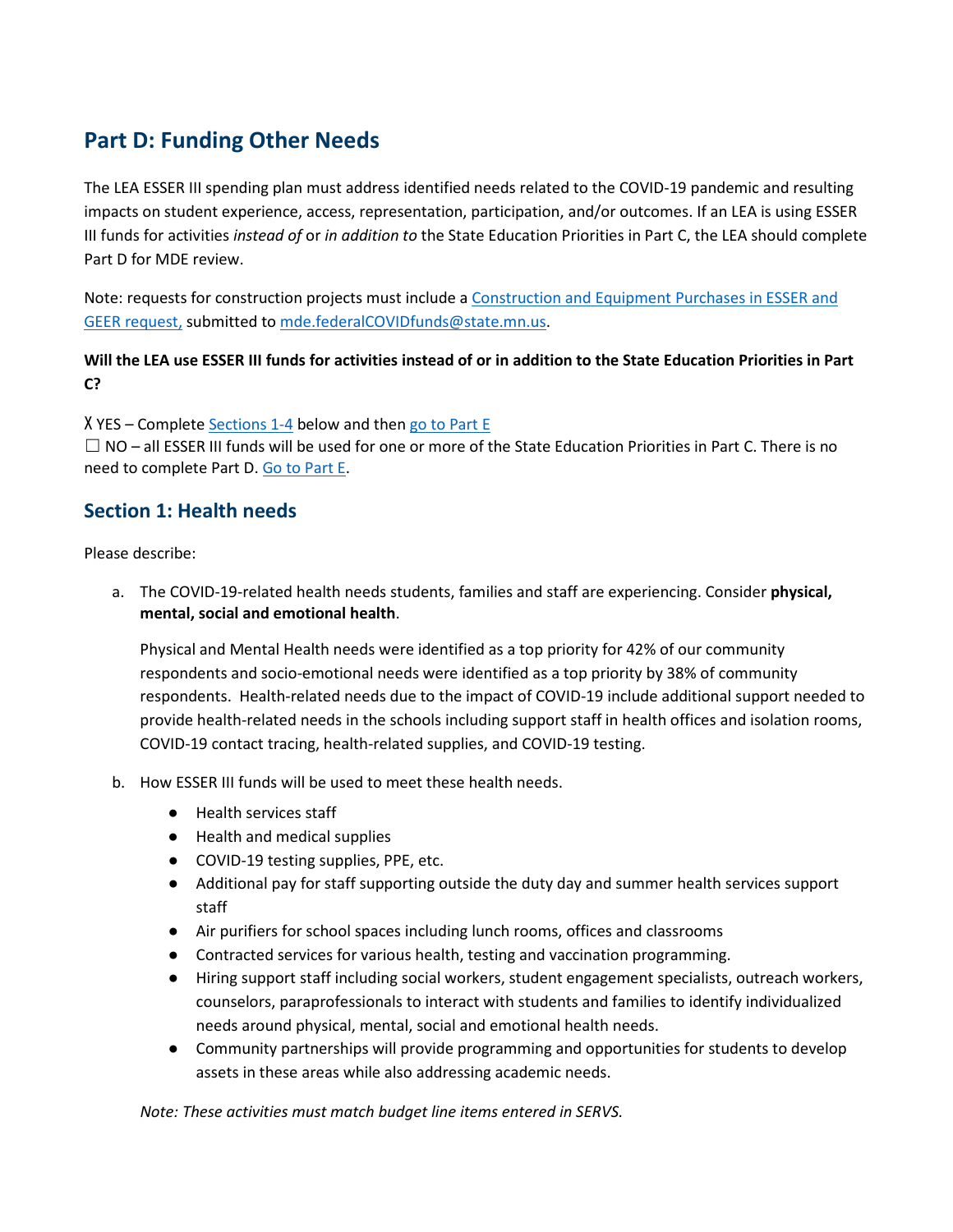## Part D: Funding Other Needs

The LEA ESSER III spending plan must address identified needs related to the COVID-19 pandemic and resulting impacts on student experience, access, representation, participation, and/or outcomes. If an LEA is using ESSER III funds for activities *instead of* or *in addition to* the State Education Priorities in Part C, the LEA should complete Part D for MDE review.

Note: requests for construction projects must include a [Construction and Equipment Purchases in ESSER and GEER request,](#) submitted to [mde.federalCOVIDfunds@state.mn.us](mailto:mde.federalCOVIDfunds@state.mn.us).

**Will the LEA use ESSER III funds for activities instead of or in addition to the State Education Priorities in Part C?**

X YES – Complete [Sections 1-4](#) below and then [go to Part E](#)
☐ NO – all ESSER III funds will be used for one or more of the State Education Priorities in Part C. There is no need to complete Part D. [Go to Part E](#).

### Section 1: Health needs

Please describe:

a. The COVID-19-related health needs students, families and staff are experiencing. Consider **physical, mental, social and emotional health**.

   Physical and Mental Health needs were identified as a top priority for 42% of our community respondents and socio-emotional needs were identified as a top priority by 38% of community respondents. Health-related needs due to the impact of COVID-19 include additional support needed to provide health-related needs in the schools including support staff in health offices and isolation rooms, COVID-19 contact tracing, health-related supplies, and COVID-19 testing.

b. How ESSER III funds will be used to meet these health needs.

   - Health services staff
   - Health and medical supplies
   - COVID-19 testing supplies, PPE, etc.
   - Additional pay for staff supporting outside the duty day and summer health services support staff
   - Air purifiers for school spaces including lunch rooms, offices and classrooms
   - Contracted services for various health, testing and vaccination programming.
   - Hiring support staff including social workers, student engagement specialists, outreach workers, counselors, paraprofessionals to interact with students and families to identify individualized needs around physical, mental, social and emotional health needs.
   - Community partnerships will provide programming and opportunities for students to develop assets in these areas while also addressing academic needs.

   *Note: These activities must match budget line items entered in SERVS.*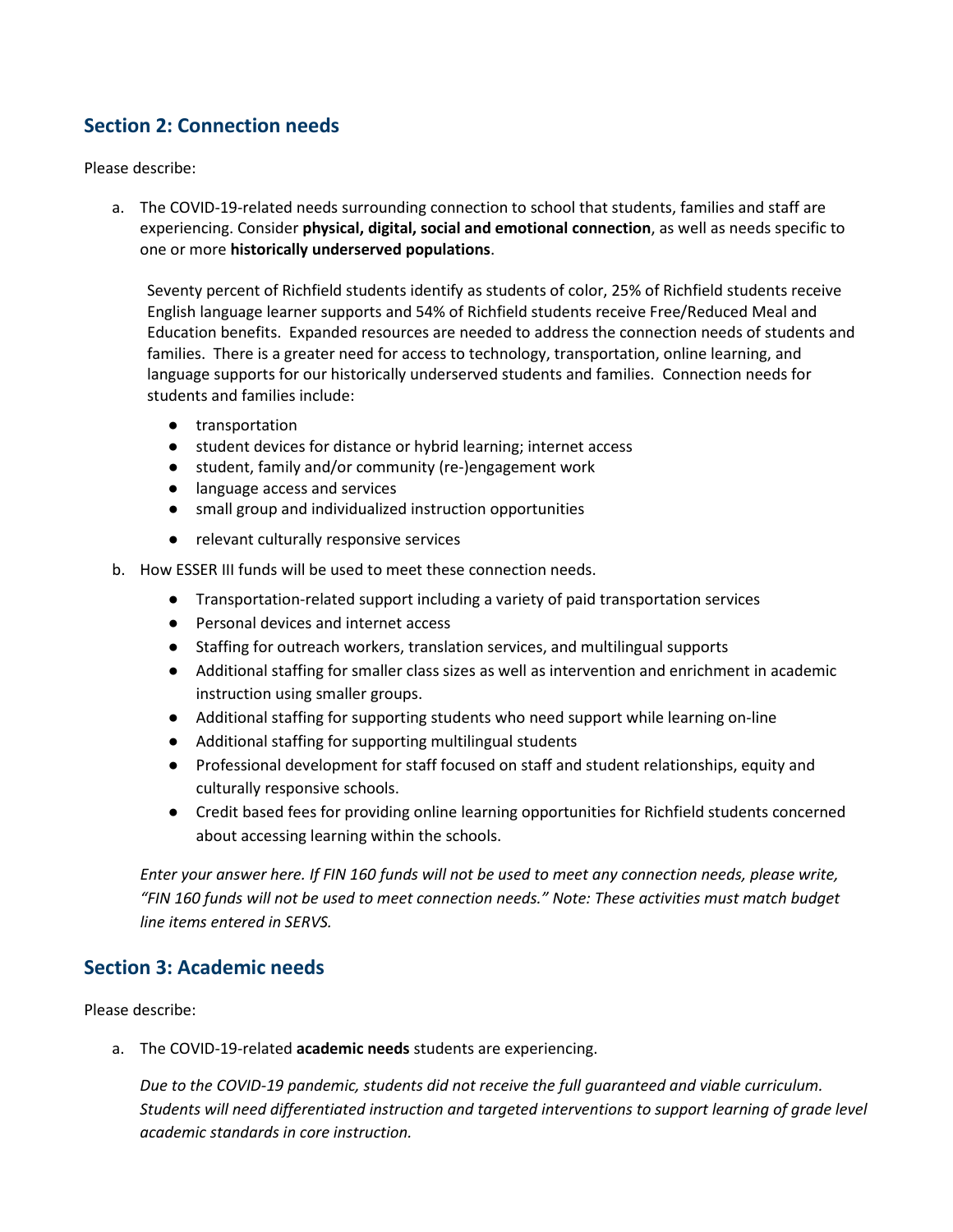## Section 2: Connection needs

Please describe:

a. The COVID-19-related needs surrounding connection to school that students, families and staff are experiencing. Consider **physical, digital, social and emotional connection**, as well as needs specific to one or more **historically underserved populations**.

   Seventy percent of Richfield students identify as students of color, 25% of Richfield students receive English language learner supports and 54% of Richfield students receive Free/Reduced Meal and Education benefits. Expanded resources are needed to address the connection needs of students and families. There is a greater need for access to technology, transportation, online learning, and language supports for our historically underserved students and families. Connection needs for students and families include:

   - transportation
   - student devices for distance or hybrid learning; internet access
   - student, family and/or community (re-)engagement work
   - language access and services
   - small group and individualized instruction opportunities
   - relevant culturally responsive services

b. How ESSER III funds will be used to meet these connection needs.

   - Transportation-related support including a variety of paid transportation services
   - Personal devices and internet access
   - Staffing for outreach workers, translation services, and multilingual supports
   - Additional staffing for smaller class sizes as well as intervention and enrichment in academic instruction using smaller groups.
   - Additional staffing for supporting students who need support while learning on-line
   - Additional staffing for supporting multilingual students
   - Professional development for staff focused on staff and student relationships, equity and culturally responsive schools.
   - Credit based fees for providing online learning opportunities for Richfield students concerned about accessing learning within the schools.

   *Enter your answer here. If FIN 160 funds will not be used to meet any connection needs, please write, "FIN 160 funds will not be used to meet connection needs." Note: These activities must match budget line items entered in SERVS.*

## Section 3: Academic needs

Please describe:

a. The COVID-19-related **academic needs** students are experiencing.

   *Due to the COVID-19 pandemic, students did not receive the full guaranteed and viable curriculum. Students will need differentiated instruction and targeted interventions to support learning of grade level academic standards in core instruction.*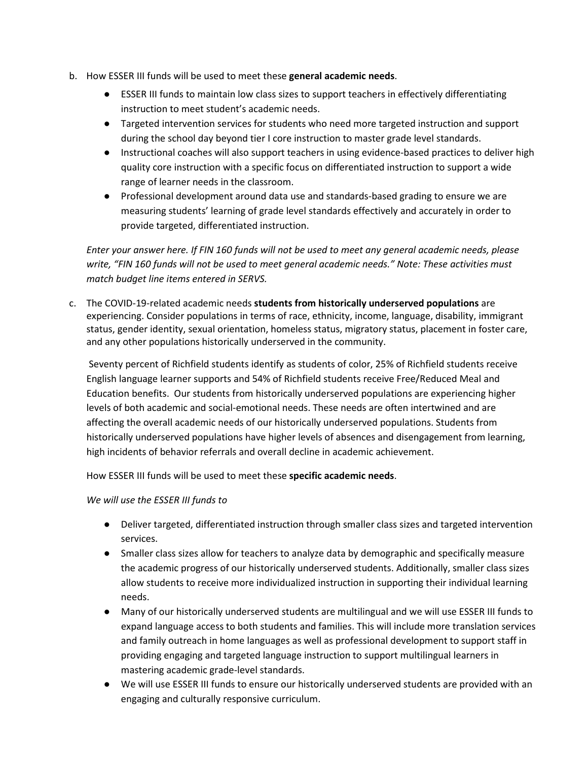b. How ESSER III funds will be used to meet these **general academic needs**.

   - ESSER III funds to maintain low class sizes to support teachers in effectively differentiating instruction to meet student's academic needs.
   - Targeted intervention services for students who need more targeted instruction and support during the school day beyond tier I core instruction to master grade level standards.
   - Instructional coaches will also support teachers in using evidence-based practices to deliver high quality core instruction with a specific focus on differentiated instruction to support a wide range of learner needs in the classroom.
   - Professional development around data use and standards-based grading to ensure we are measuring students' learning of grade level standards effectively and accurately in order to provide targeted, differentiated instruction.

   *Enter your answer here. If FIN 160 funds will not be used to meet any general academic needs, please write, "FIN 160 funds will not be used to meet general academic needs." Note: These activities must match budget line items entered in SERVS.*

c. The COVID-19-related academic needs **students from historically underserved populations** are experiencing. Consider populations in terms of race, ethnicity, income, language, disability, immigrant status, gender identity, sexual orientation, homeless status, migratory status, placement in foster care, and any other populations historically underserved in the community.

   Seventy percent of Richfield students identify as students of color, 25% of Richfield students receive English language learner supports and 54% of Richfield students receive Free/Reduced Meal and Education benefits. Our students from historically underserved populations are experiencing higher levels of both academic and social-emotional needs. These needs are often intertwined and are affecting the overall academic needs of our historically underserved populations. Students from historically underserved populations have higher levels of absences and disengagement from learning, high incidents of behavior referrals and overall decline in academic achievement.

   How ESSER III funds will be used to meet these **specific academic needs**.

   *We will use the ESSER III funds to*

   - Deliver targeted, differentiated instruction through smaller class sizes and targeted intervention services.
   - Smaller class sizes allow for teachers to analyze data by demographic and specifically measure the academic progress of our historically underserved students. Additionally, smaller class sizes allow students to receive more individualized instruction in supporting their individual learning needs.
   - Many of our historically underserved students are multilingual and we will use ESSER III funds to expand language access to both students and families. This will include more translation services and family outreach in home languages as well as professional development to support staff in providing engaging and targeted language instruction to support multilingual learners in mastering academic grade-level standards.
   - We will use ESSER III funds to ensure our historically underserved students are provided with an engaging and culturally responsive curriculum.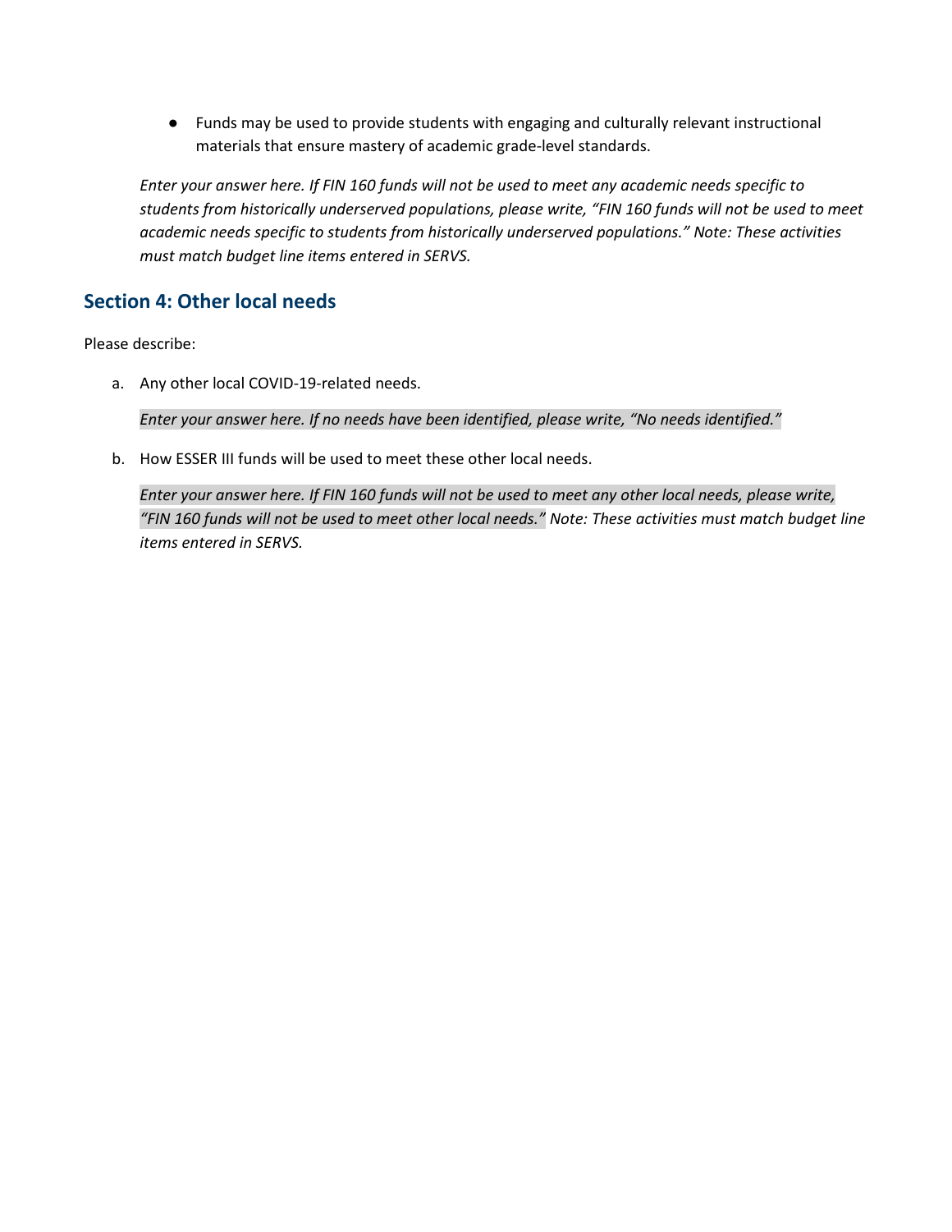- Funds may be used to provide students with engaging and culturally relevant instructional materials that ensure mastery of academic grade-level standards.

*Enter your answer here. If FIN 160 funds will not be used to meet any academic needs specific to students from historically underserved populations, please write, "FIN 160 funds will not be used to meet academic needs specific to students from historically underserved populations." Note: These activities must match budget line items entered in SERVS.*

## Section 4: Other local needs

Please describe:

a. Any other local COVID-19-related needs.

   *Enter your answer here. If no needs have been identified, please write, "No needs identified."*

b. How ESSER III funds will be used to meet these other local needs.

   *Enter your answer here. If FIN 160 funds will not be used to meet any other local needs, please write, "FIN 160 funds will not be used to meet other local needs." Note: These activities must match budget line items entered in SERVS.*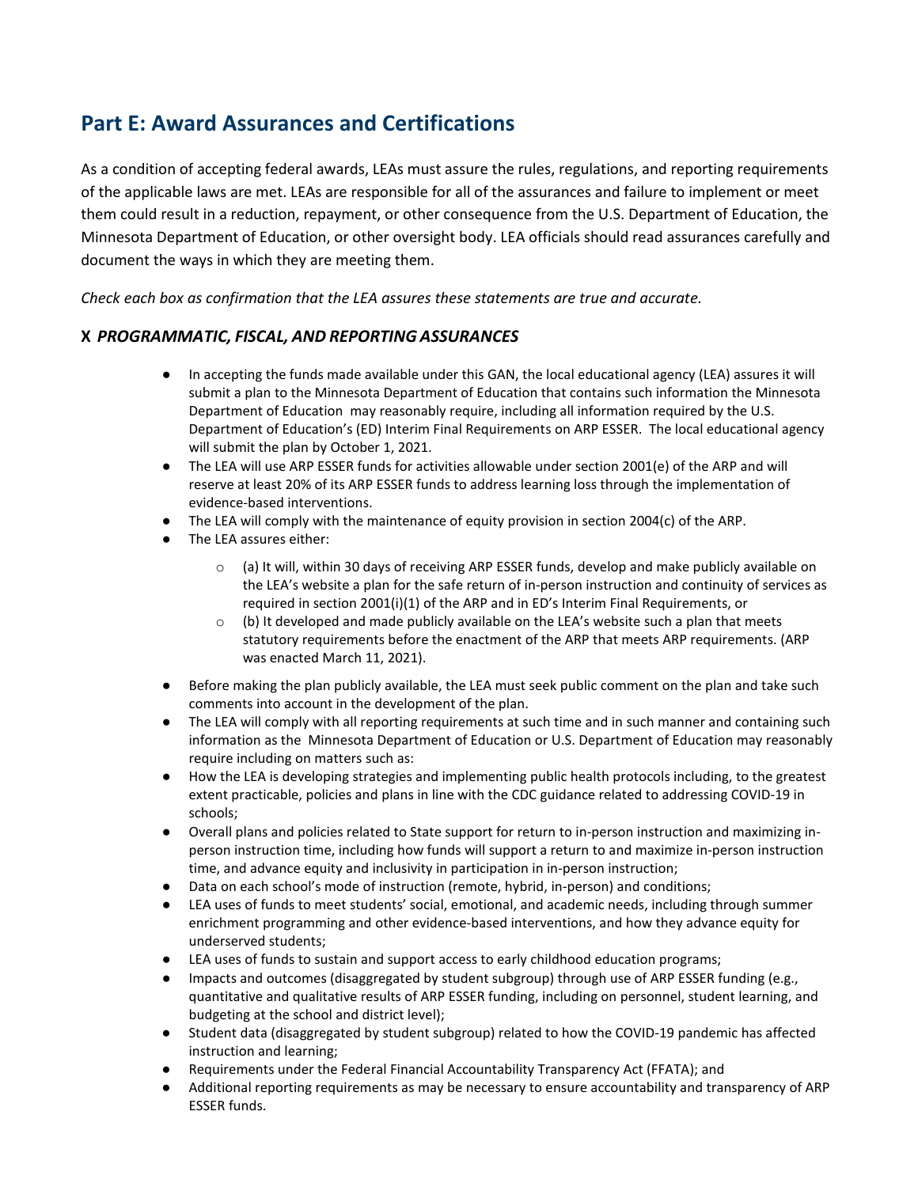## Part E: Award Assurances and Certifications

As a condition of accepting federal awards, LEAs must assure the rules, regulations, and reporting requirements of the applicable laws are met. LEAs are responsible for all of the assurances and failure to implement or meet them could result in a reduction, repayment, or other consequence from the U.S. Department of Education, the Minnesota Department of Education, or other oversight body. LEA officials should read assurances carefully and document the ways in which they are meeting them.

*Check each box as confirmation that the LEA assures these statements are true and accurate.*

### X *PROGRAMMATIC, FISCAL, AND REPORTING ASSURANCES*

- In accepting the funds made available under this GAN, the local educational agency (LEA) assures it will submit a plan to the Minnesota Department of Education that contains such information the Minnesota Department of Education may reasonably require, including all information required by the U.S. Department of Education's (ED) Interim Final Requirements on ARP ESSER. The local educational agency will submit the plan by October 1, 2021.
- The LEA will use ARP ESSER funds for activities allowable under section 2001(e) of the ARP and will reserve at least 20% of its ARP ESSER funds to address learning loss through the implementation of evidence-based interventions.
- The LEA will comply with the maintenance of equity provision in section 2004(c) of the ARP.
- The LEA assures either:
  - (a) It will, within 30 days of receiving ARP ESSER funds, develop and make publicly available on the LEA's website a plan for the safe return of in-person instruction and continuity of services as required in section 2001(i)(1) of the ARP and in ED's Interim Final Requirements, or
  - (b) It developed and made publicly available on the LEA's website such a plan that meets statutory requirements before the enactment of the ARP that meets ARP requirements. (ARP was enacted March 11, 2021).
- Before making the plan publicly available, the LEA must seek public comment on the plan and take such comments into account in the development of the plan.
- The LEA will comply with all reporting requirements at such time and in such manner and containing such information as the Minnesota Department of Education or U.S. Department of Education may reasonably require including on matters such as:
- How the LEA is developing strategies and implementing public health protocols including, to the greatest extent practicable, policies and plans in line with the CDC guidance related to addressing COVID-19 in schools;
- Overall plans and policies related to State support for return to in-person instruction and maximizing in-person instruction time, including how funds will support a return to and maximize in-person instruction time, and advance equity and inclusivity in participation in in-person instruction;
- Data on each school's mode of instruction (remote, hybrid, in-person) and conditions;
- LEA uses of funds to meet students' social, emotional, and academic needs, including through summer enrichment programming and other evidence-based interventions, and how they advance equity for underserved students;
- LEA uses of funds to sustain and support access to early childhood education programs;
- Impacts and outcomes (disaggregated by student subgroup) through use of ARP ESSER funding (e.g., quantitative and qualitative results of ARP ESSER funding, including on personnel, student learning, and budgeting at the school and district level);
- Student data (disaggregated by student subgroup) related to how the COVID-19 pandemic has affected instruction and learning;
- Requirements under the Federal Financial Accountability Transparency Act (FFATA); and
- Additional reporting requirements as may be necessary to ensure accountability and transparency of ARP ESSER funds.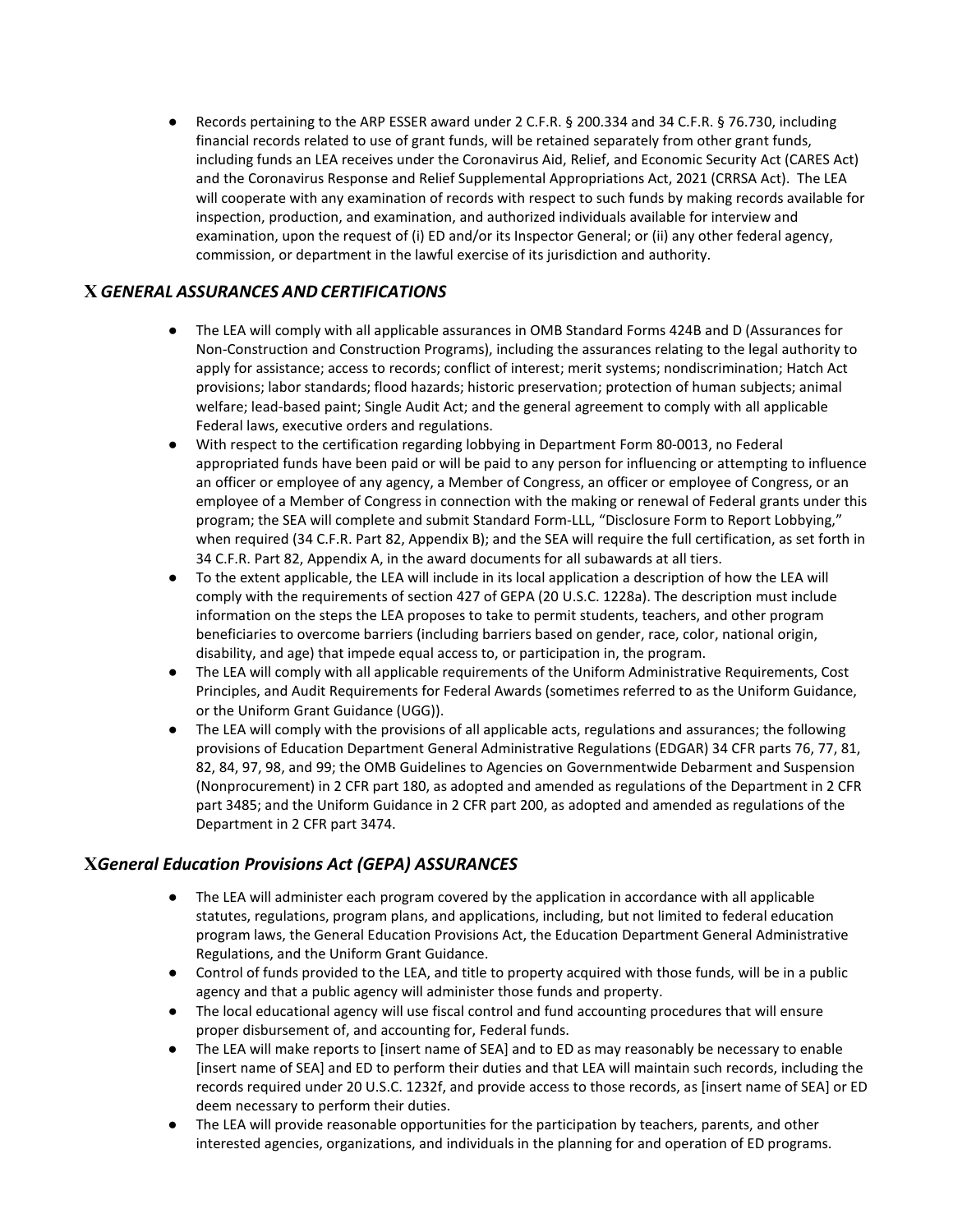- Records pertaining to the ARP ESSER award under 2 C.F.R. § 200.334 and 34 C.F.R. § 76.730, including financial records related to use of grant funds, will be retained separately from other grant funds, including funds an LEA receives under the Coronavirus Aid, Relief, and Economic Security Act (CARES Act) and the Coronavirus Response and Relief Supplemental Appropriations Act, 2021 (CRRSA Act). The LEA will cooperate with any examination of records with respect to such funds by making records available for inspection, production, and examination, and authorized individuals available for interview and examination, upon the request of (i) ED and/or its Inspector General; or (ii) any other federal agency, commission, or department in the lawful exercise of its jurisdiction and authority.

## X *GENERAL ASSURANCES AND CERTIFICATIONS*

- The LEA will comply with all applicable assurances in OMB Standard Forms 424B and D (Assurances for Non-Construction and Construction Programs), including the assurances relating to the legal authority to apply for assistance; access to records; conflict of interest; merit systems; nondiscrimination; Hatch Act provisions; labor standards; flood hazards; historic preservation; protection of human subjects; animal welfare; lead-based paint; Single Audit Act; and the general agreement to comply with all applicable Federal laws, executive orders and regulations.
- With respect to the certification regarding lobbying in Department Form 80-0013, no Federal appropriated funds have been paid or will be paid to any person for influencing or attempting to influence an officer or employee of any agency, a Member of Congress, an officer or employee of Congress, or an employee of a Member of Congress in connection with the making or renewal of Federal grants under this program; the SEA will complete and submit Standard Form-LLL, "Disclosure Form to Report Lobbying," when required (34 C.F.R. Part 82, Appendix B); and the SEA will require the full certification, as set forth in 34 C.F.R. Part 82, Appendix A, in the award documents for all subawards at all tiers.
- To the extent applicable, the LEA will include in its local application a description of how the LEA will comply with the requirements of section 427 of GEPA (20 U.S.C. 1228a). The description must include information on the steps the LEA proposes to take to permit students, teachers, and other program beneficiaries to overcome barriers (including barriers based on gender, race, color, national origin, disability, and age) that impede equal access to, or participation in, the program.
- The LEA will comply with all applicable requirements of the Uniform Administrative Requirements, Cost Principles, and Audit Requirements for Federal Awards (sometimes referred to as the Uniform Guidance, or the Uniform Grant Guidance (UGG)).
- The LEA will comply with the provisions of all applicable acts, regulations and assurances; the following provisions of Education Department General Administrative Regulations (EDGAR) 34 CFR parts 76, 77, 81, 82, 84, 97, 98, and 99; the OMB Guidelines to Agencies on Governmentwide Debarment and Suspension (Nonprocurement) in 2 CFR part 180, as adopted and amended as regulations of the Department in 2 CFR part 3485; and the Uniform Guidance in 2 CFR part 200, as adopted and amended as regulations of the Department in 2 CFR part 3474.

## X *General Education Provisions Act (GEPA) ASSURANCES*

- The LEA will administer each program covered by the application in accordance with all applicable statutes, regulations, program plans, and applications, including, but not limited to federal education program laws, the General Education Provisions Act, the Education Department General Administrative Regulations, and the Uniform Grant Guidance.
- Control of funds provided to the LEA, and title to property acquired with those funds, will be in a public agency and that a public agency will administer those funds and property.
- The local educational agency will use fiscal control and fund accounting procedures that will ensure proper disbursement of, and accounting for, Federal funds.
- The LEA will make reports to [insert name of SEA] and to ED as may reasonably be necessary to enable [insert name of SEA] and ED to perform their duties and that LEA will maintain such records, including the records required under 20 U.S.C. 1232f, and provide access to those records, as [insert name of SEA] or ED deem necessary to perform their duties.
- The LEA will provide reasonable opportunities for the participation by teachers, parents, and other interested agencies, organizations, and individuals in the planning for and operation of ED programs.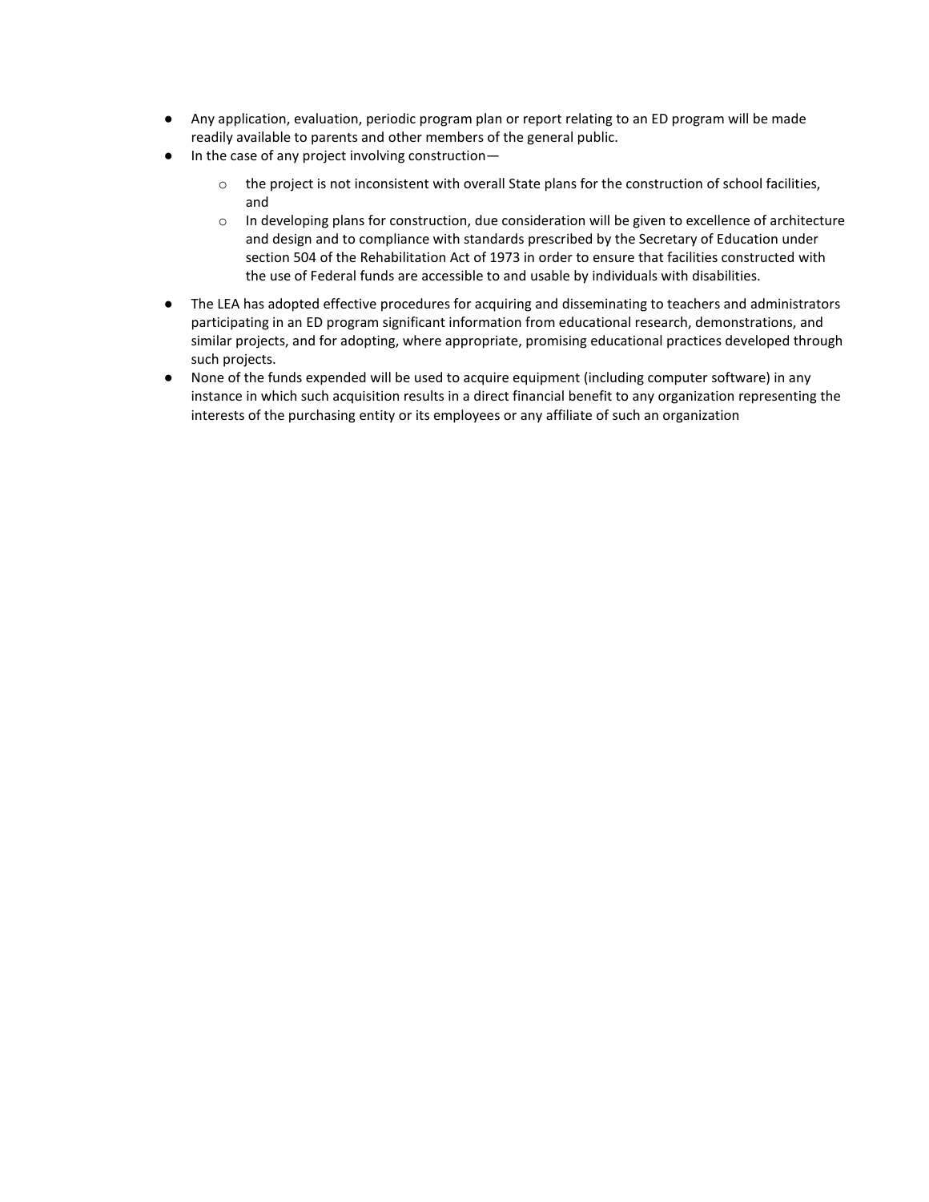- Any application, evaluation, periodic program plan or report relating to an ED program will be made readily available to parents and other members of the general public.
- In the case of any project involving construction—
  - the project is not inconsistent with overall State plans for the construction of school facilities, and
  - In developing plans for construction, due consideration will be given to excellence of architecture and design and to compliance with standards prescribed by the Secretary of Education under section 504 of the Rehabilitation Act of 1973 in order to ensure that facilities constructed with the use of Federal funds are accessible to and usable by individuals with disabilities.
- The LEA has adopted effective procedures for acquiring and disseminating to teachers and administrators participating in an ED program significant information from educational research, demonstrations, and similar projects, and for adopting, where appropriate, promising educational practices developed through such projects.
- None of the funds expended will be used to acquire equipment (including computer software) in any instance in which such acquisition results in a direct financial benefit to any organization representing the interests of the purchasing entity or its employees or any affiliate of such an organization